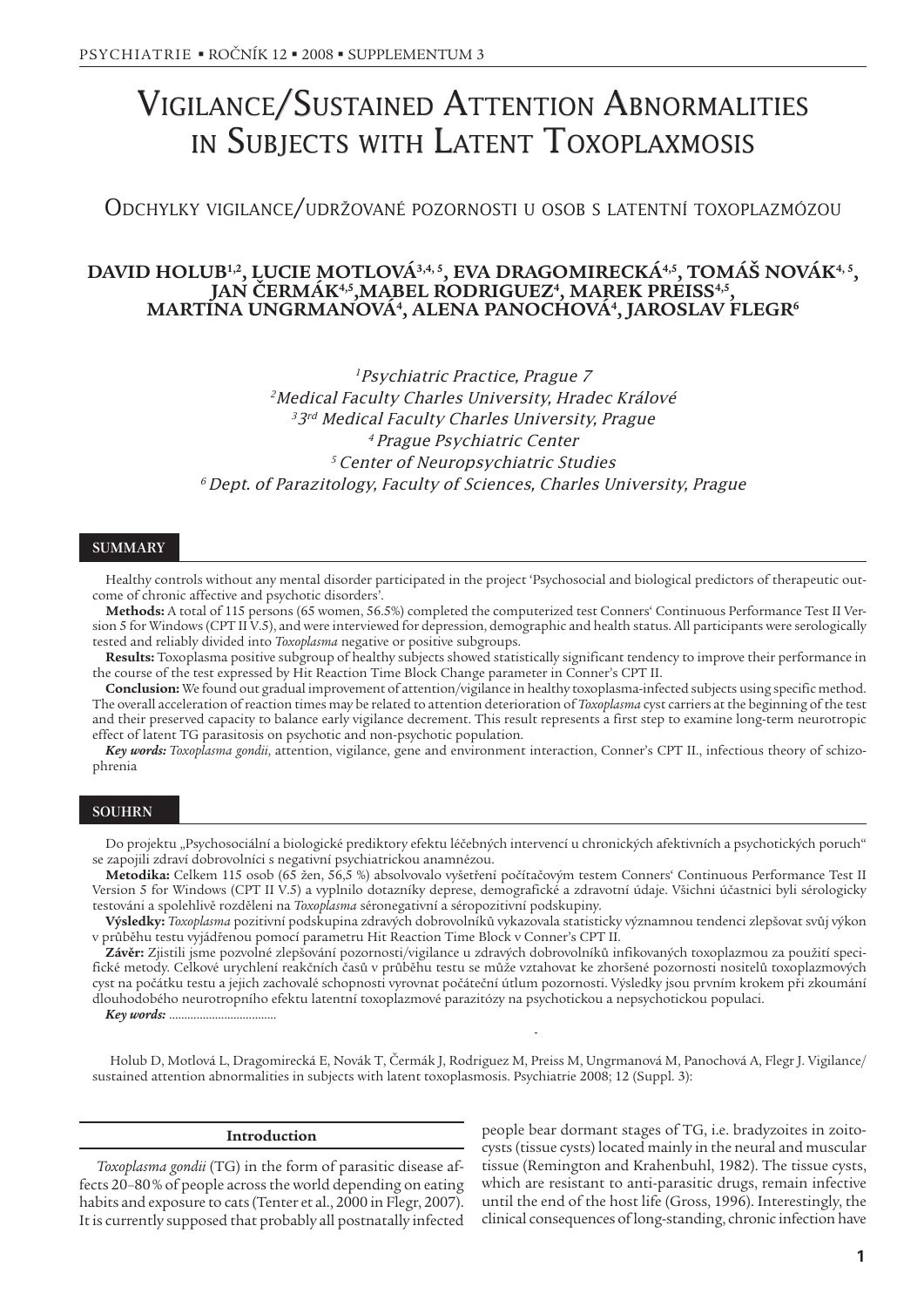# Vigilance/Sustained Attention Abnormalities in Subjects with Latent Toxoplaxmosis

## Odchylky vigilance/udržované pozornosti u osob s latentní toxoplazmózou

**DAVID HOLUB[1,2], LUCIE MOTLOVÁ[3,4,5], EVA DRAGOMIRECKÁ[4,5], TOMÁŠ NOVÁK[4,5], JAN ČERMÁK[4,5], MABEL RODRIGUEZ[4], MAREK PREISS[4,5], MARTINA UNGRMANOVÁ[4], ALENA PANOCHOVÁ[4], JAROSLAV FLEGR[6]**

*[1]Psychiatric Practice, Prague 7*
*[2]Medical Faculty Charles University, Hradec Králové*
*[3]3rd Medical Faculty Charles University, Prague*
*[4]Prague Psychiatric Center*
*[5]Center of Neuropsychiatric Studies*
*[6]Dept. of Parazitology, Faculty of Sciences, Charles University, Prague*

### SUMMARY

Healthy controls without any mental disorder participated in the project 'Psychosocial and biological predictors of therapeutic outcome of chronic affective and psychotic disorders'.

**Methods:** A total of 115 persons (65 women, 56.5%) completed the computerized test Conners' Continuous Performance Test II Version 5 for Windows (CPT II V.5), and were interviewed for depression, demographic and health status. All participants were serologically tested and reliably divided into *Toxoplasma* negative or positive subgroups.

**Results:** Toxoplasma positive subgroup of healthy subjects showed statistically significant tendency to improve their performance in the course of the test expressed by Hit Reaction Time Block Change parameter in Conner's CPT II.

**Conclusion:** We found out gradual improvement of attention/vigilance in healthy toxoplasma-infected subjects using specific method. The overall acceleration of reaction times may be related to attention deterioration of *Toxoplasma* cyst carriers at the beginning of the test and their preserved capacity to balance early vigilance decrement. This result represents a first step to examine long-term neurotropic effect of latent TG parasitosis on psychotic and non-psychotic population.

***Key words:*** *Toxoplasma gondii*, attention, vigilance, gene and environment interaction, Conner's CPT II., infectious theory of schizophrenia

### SOUHRN

Do projektu „Psychosociální a biologické prediktory efektu léčebných intervencí u chronických afektivních a psychotických poruch" se zapojili zdraví dobrovolníci s negativní psychiatrickou anamnézou.

**Metodika:** Celkem 115 osob (65 žen, 56,5 %) absolvovalo vyšetření počítačovým testem Conners' Continuous Performance Test II Version 5 for Windows (CPT II V.5) a vyplnilo dotazníky deprese, demografické a zdravotní údaje. Všichni účastnici byli sérologicky testováni a spolehlivě rozděleni na *Toxoplasma* séronegativní a séropozitivní podskupiny.

**Výsledky:** *Toxoplasma* pozitivní podskupina zdravých dobrovolníků vykazovala statisticky významnou tendenci zlepšovat svůj výkon v průběhu testu vyjádřenou pomocí parametru Hit Reaction Time Block v Conner's CPT II.

**Závěr:** Zjistili jsme pozvolné zlepšování pozornosti/vigilance u zdravých dobrovolníků infikovaných toxoplazmou za použití specifické metody. Celkové urychlení reakčních časů v průběhu testu se může vztahovat ke zhoršené pozornosti nositelů toxoplazmových cyst na počátku testu a jejich zachovalé schopnosti vyrovnat počáteční útlum pozornosti. Výsledky jsou prvním krokem při zkoumání dlouhodobého neurotropního efektu latentní toxoplazmové parazitózy na psychotickou a nepsychotickou populaci.

***Key words:*** ..................................

Holub D, Motlová L, Dragomirecká E, Novák T, Čermák J, Rodriguez M, Preiss M, Ungrmanová M, Panochová A, Flegr J. Vigilance/sustained attention abnormalities in subjects with latent toxoplasmosis. Psychiatrie 2008; 12 (Suppl. 3):

### Introduction

*Toxoplasma gondii* (TG) in the form of parasitic disease affects 20–80 % of people across the world depending on eating habits and exposure to cats (Tenter et al., 2000 in Flegr, 2007). It is currently supposed that probably all postnatally infected people bear dormant stages of TG, i.e. bradyzoites in zoitocysts (tissue cysts) located mainly in the neural and muscular tissue (Remington and Krahenbuhl, 1982). The tissue cysts, which are resistant to anti-parasitic drugs, remain infective until the end of the host life (Gross, 1996). Interestingly, the clinical consequences of long-standing, chronic infection have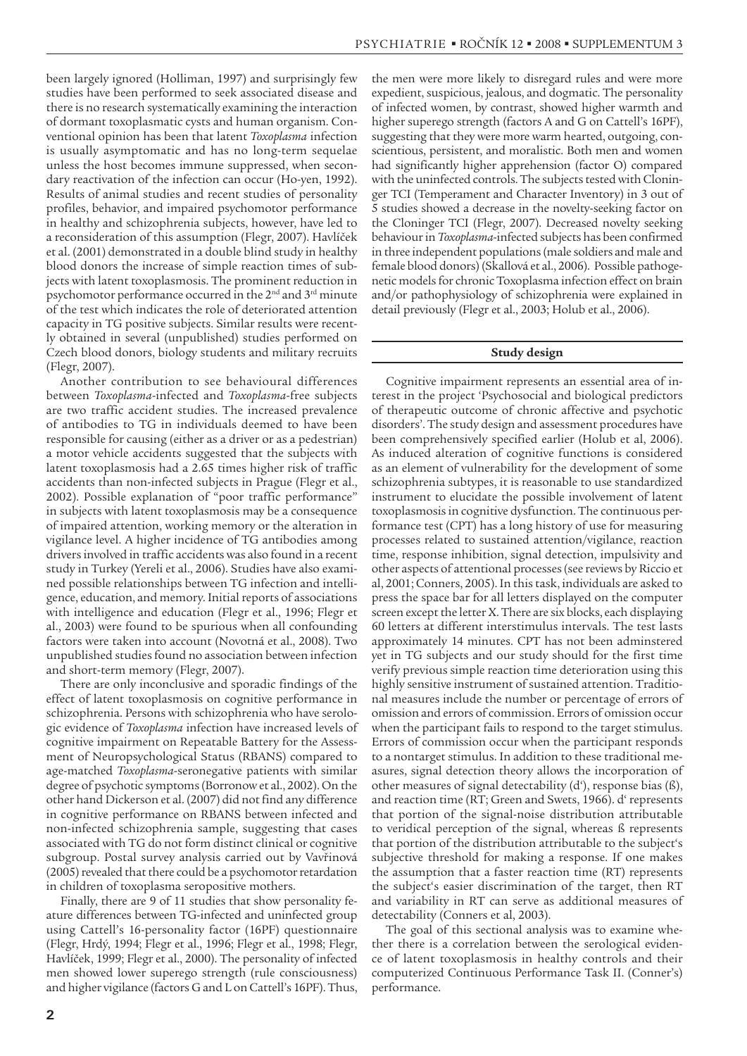been largely ignored (Holliman, 1997) and surprisingly few studies have been performed to seek associated disease and there is no research systematically examining the interaction of dormant toxoplasmatic cysts and human organism. Conventional opinion has been that latent *Toxoplasma* infection is usually asymptomatic and has no long-term sequelae unless the host becomes immune suppressed, when secondary reactivation of the infection can occur (Ho-yen, 1992). Results of animal studies and recent studies of personality profiles, behavior, and impaired psychomotor performance in healthy and schizophrenia subjects, however, have led to a reconsideration of this assumption (Flegr, 2007). Havlíček et al. (2001) demonstrated in a double blind study in healthy blood donors the increase of simple reaction times of subjects with latent toxoplasmosis. The prominent reduction in psychomotor performance occurred in the 2nd and 3rd minute of the test which indicates the role of deteriorated attention capacity in TG positive subjects. Similar results were recently obtained in several (unpublished) studies performed on Czech blood donors, biology students and military recruits (Flegr, 2007).

Another contribution to see behavioural differences between *Toxoplasma*-infected and *Toxoplasma*-free subjects are two traffic accident studies. The increased prevalence of antibodies to TG in individuals deemed to have been responsible for causing (either as a driver or as a pedestrian) a motor vehicle accidents suggested that the subjects with latent toxoplasmosis had a 2.65 times higher risk of traffic accidents than non-infected subjects in Prague (Flegr et al., 2002). Possible explanation of "poor traffic performance" in subjects with latent toxoplasmosis may be a consequence of impaired attention, working memory or the alteration in vigilance level. A higher incidence of TG antibodies among drivers involved in traffic accidents was also found in a recent study in Turkey (Yereli et al., 2006). Studies have also examined possible relationships between TG infection and intelligence, education, and memory. Initial reports of associations with intelligence and education (Flegr et al., 1996; Flegr et al., 2003) were found to be spurious when all confounding factors were taken into account (Novotná et al., 2008). Two unpublished studies found no association between infection and short-term memory (Flegr, 2007).

There are only inconclusive and sporadic findings of the effect of latent toxoplasmosis on cognitive performance in schizophrenia. Persons with schizophrenia who have serologic evidence of *Toxoplasma* infection have increased levels of cognitive impairment on Repeatable Battery for the Assessment of Neuropsychological Status (RBANS) compared to age-matched *Toxoplasma*-seronegative patients with similar degree of psychotic symptoms (Borronow et al., 2002). On the other hand Dickerson et al. (2007) did not find any difference in cognitive performance on RBANS between infected and non-infected schizophrenia sample, suggesting that cases associated with TG do not form distinct clinical or cognitive subgroup. Postal survey analysis carried out by Vavřinová (2005) revealed that there could be a psychomotor retardation in children of toxoplasma seropositive mothers.

Finally, there are 9 of 11 studies that show personality feature differences between TG-infected and uninfected group using Cattell's 16-personality factor (16PF) questionnaire (Flegr, Hrdý, 1994; Flegr et al., 1996; Flegr et al., 1998; Flegr, Havlíček, 1999; Flegr et al., 2000). The personality of infected men showed lower superego strength (rule consciousness) and higher vigilance (factors G and L on Cattell's 16PF). Thus, the men were more likely to disregard rules and were more expedient, suspicious, jealous, and dogmatic. The personality of infected women, by contrast, showed higher warmth and higher superego strength (factors A and G on Cattell's 16PF), suggesting that they were more warm hearted, outgoing, conscientious, persistent, and moralistic. Both men and women had significantly higher apprehension (factor O) compared with the uninfected controls. The subjects tested with Cloninger TCI (Temperament and Character Inventory) in 3 out of 5 studies showed a decrease in the novelty-seeking factor on the Cloninger TCI (Flegr, 2007). Decreased novelty seeking behaviour in *Toxoplasma*-infected subjects has been confirmed in three independent populations (male soldiers and male and female blood donors) (Skallová et al., 2006). Possible pathogenetic models for chronic Toxoplasma infection effect on brain and/or pathophysiology of schizophrenia were explained in detail previously (Flegr et al., 2003; Holub et al., 2006).

## Study design

Cognitive impairment represents an essential area of interest in the project 'Psychosocial and biological predictors of therapeutic outcome of chronic affective and psychotic disorders'. The study design and assessment procedures have been comprehensively specified earlier (Holub et al, 2006). As induced alteration of cognitive functions is considered as an element of vulnerability for the development of some schizophrenia subtypes, it is reasonable to use standardized instrument to elucidate the possible involvement of latent toxoplasmosis in cognitive dysfunction. The continuous performance test (CPT) has a long history of use for measuring processes related to sustained attention/vigilance, reaction time, response inhibition, signal detection, impulsivity and other aspects of attentional processes (see reviews by Riccio et al, 2001; Conners, 2005). In this task, individuals are asked to press the space bar for all letters displayed on the computer screen except the letter X. There are six blocks, each displaying 60 letters at different interstimulus intervals. The test lasts approximately 14 minutes. CPT has not been adminstered yet in TG subjects and our study should for the first time verify previous simple reaction time deterioration using this highly sensitive instrument of sustained attention. Traditional measures include the number or percentage of errors of omission and errors of commission. Errors of omission occur when the participant fails to respond to the target stimulus. Errors of commission occur when the participant responds to a nontarget stimulus. In addition to these traditional measures, signal detection theory allows the incorporation of other measures of signal detectability (d'), response bias (ß), and reaction time (RT; Green and Swets, 1966). d' represents that portion of the signal-noise distribution attributable to veridical perception of the signal, whereas ß represents that portion of the distribution attributable to the subject's subjective threshold for making a response. If one makes the assumption that a faster reaction time (RT) represents the subject's easier discrimination of the target, then RT and variability in RT can serve as additional measures of detectability (Conners et al, 2003).

The goal of this sectional analysis was to examine whether there is a correlation between the serological evidence of latent toxoplasmosis in healthy controls and their computerized Continuous Performance Task II. (Conner's) performance.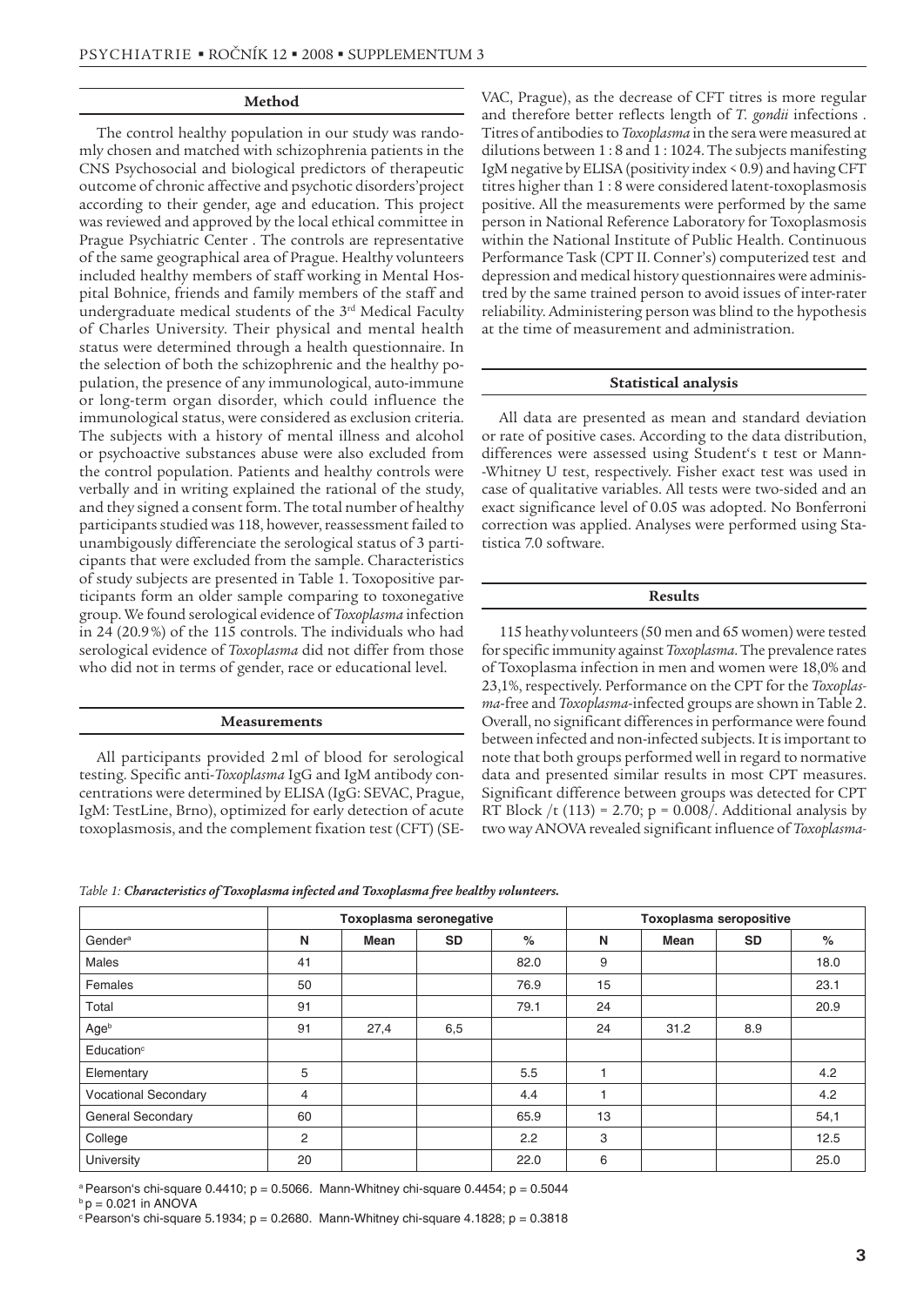## Method

The control healthy population in our study was randomly chosen and matched with schizophrenia patients in the CNS Psychosocial and biological predictors of therapeutic outcome of chronic affective and psychotic disorders'project according to their gender, age and education. This project was reviewed and approved by the local ethical committee in Prague Psychiatric Center . The controls are representative of the same geographical area of Prague. Healthy volunteers included healthy members of staff working in Mental Hospital Bohnice, friends and family members of the staff and undergraduate medical students of the 3rd Medical Faculty of Charles University. Their physical and mental health status were determined through a health questionnaire. In the selection of both the schizophrenic and the healthy population, the presence of any immunological, auto-immune or long-term organ disorder, which could influence the immunological status, were considered as exclusion criteria. The subjects with a history of mental illness and alcohol or psychoactive substances abuse were also excluded from the control population. Patients and healthy controls were verbally and in writing explained the rational of the study, and they signed a consent form. The total number of healthy participants studied was 118, however, reassessment failed to unambigously differenciate the serological status of 3 participants that were excluded from the sample. Characteristics of study subjects are presented in Table 1. Toxopositive participants form an older sample comparing to toxonegative group. We found serological evidence of *Toxoplasma* infection in 24 (20.9 %) of the 115 controls. The individuals who had serological evidence of *Toxoplasma* did not differ from those who did not in terms of gender, race or educational level.

## Measurements

All participants provided 2 ml of blood for serological testing. Specific anti-*Toxoplasma* IgG and IgM antibody concentrations were determined by ELISA (IgG: SEVAC, Prague, IgM: TestLine, Brno), optimized for early detection of acute toxoplasmosis, and the complement fixation test (CFT) (SEVAC, Prague), as the decrease of CFT titres is more regular and therefore better reflects length of *T. gondii* infections . Titres of antibodies to *Toxoplasma* in the sera were measured at dilutions between 1 : 8 and 1 : 1024. The subjects manifesting IgM negative by ELISA (positivity index < 0.9) and having CFT titres higher than 1 : 8 were considered latent-toxoplasmosis positive. All the measurements were performed by the same person in National Reference Laboratory for Toxoplasmosis within the National Institute of Public Health. Continuous Performance Task (CPT II. Conner's) computerized test and depression and medical history questionnaires were administred by the same trained person to avoid issues of inter-rater reliability. Administering person was blind to the hypothesis at the time of measurement and administration.

## Statistical analysis

All data are presented as mean and standard deviation or rate of positive cases. According to the data distribution, differences were assessed using Student's t test or Mann-Whitney U test, respectively. Fisher exact test was used in case of qualitative variables. All tests were two-sided and an exact significance level of 0.05 was adopted. No Bonferroni correction was applied. Analyses were performed using Statistica 7.0 software.

## Results

115 heathy volunteers (50 men and 65 women) were tested for specific immunity against *Toxoplasma*. The prevalence rates of Toxoplasma infection in men and women were 18,0% and 23,1%, respectively. Performance on the CPT for the *Toxoplasma*-free and *Toxoplasma*-infected groups are shown in Table 2. Overall, no significant differences in performance were found between infected and non-infected subjects. It is important to note that both groups performed well in regard to normative data and presented similar results in most CPT measures. Significant difference between groups was detected for CPT RT Block /t (113) = 2.70; p = 0.008/. Additional analysis by two way ANOVA revealed significant influence of *Toxoplasma*-

*Table 1: **Characteristics of Toxoplasma infected and Toxoplasma free healthy volunteers.***

| | Toxoplasma seronegative | | | | Toxoplasma seropositive | | | |
|---|---|---|---|---|---|---|---|---|
| Gender[a] | N | Mean | SD | % | N | Mean | SD | % |
| Males | 41 | | | 82.0 | 9 | | | 18.0 |
| Females | 50 | | | 76.9 | 15 | | | 23.1 |
| Total | 91 | | | 79.1 | 24 | | | 20.9 |
| Age[b] | 91 | 27,4 | 6,5 | | 24 | 31.2 | 8.9 | |
| Education[c] | | | | | | | | |
| Elementary | 5 | | | 5.5 | 1 | | | 4.2 |
| Vocational Secondary | 4 | | | 4.4 | 1 | | | 4.2 |
| General Secondary | 60 | | | 65.9 | 13 | | | 54,1 |
| College | 2 | | | 2.2 | 3 | | | 12.5 |
| University | 20 | | | 22.0 | 6 | | | 25.0 |

[a] Pearson's chi-square 0.4410; p = 0.5066. Mann-Whitney chi-square 0.4454; p = 0.5044
[b] p = 0.021 in ANOVA
[c] Pearson's chi-square 5.1934; p = 0.2680. Mann-Whitney chi-square 4.1828; p = 0.3818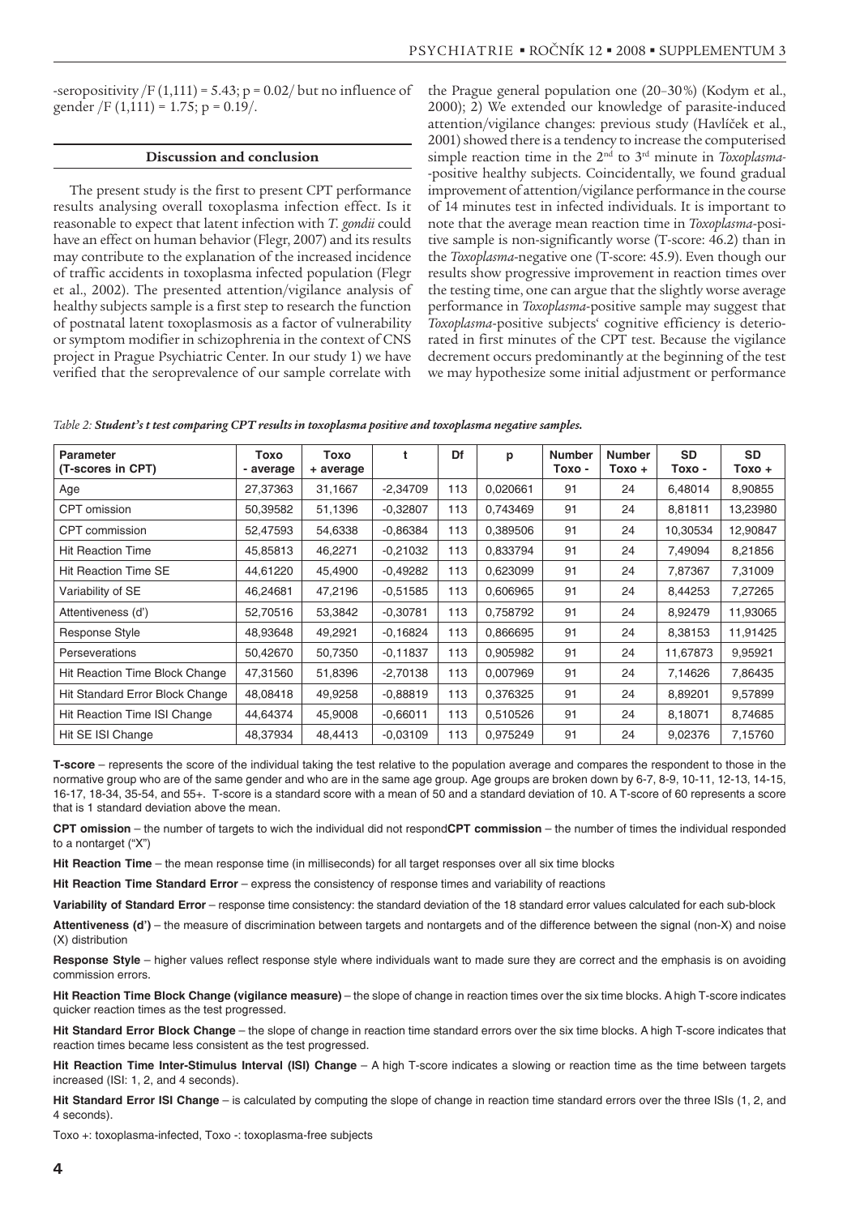-seropositivity /$F(1,111) = 5.43$; $p = 0.02$/ but no influence of gender /$F(1,111) = 1.75$; $p = 0.19$/.

## Discussion and conclusion

The present study is the first to present CPT performance results analysing overall toxoplasma infection effect. Is it reasonable to expect that latent infection with *T. gondii* could have an effect on human behavior (Flegr, 2007) and its results may contribute to the explanation of the increased incidence of traffic accidents in toxoplasma infected population (Flegr et al., 2002). The presented attention/vigilance analysis of healthy subjects sample is a first step to research the function of postnatal latent toxoplasmosis as a factor of vulnerability or symptom modifier in schizophrenia in the context of CNS project in Prague Psychiatric Center. In our study 1) we have verified that the seroprevalence of our sample correlate with the Prague general population one (20–30%) (Kodym et al., 2000); 2) We extended our knowledge of parasite-induced attention/vigilance changes: previous study (Havlíček et al., 2001) showed there is a tendency to increase the computerised simple reaction time in the 2nd to 3rd minute in *Toxoplasma*-positive healthy subjects. Coincidentally, we found gradual improvement of attention/vigilance performance in the course of 14 minutes test in infected individuals. It is important to note that the average mean reaction time in *Toxoplasma*-positive sample is non-significantly worse (T-score: 46.2) than in the *Toxoplasma*-negative one (T-score: 45.9). Even though our results show progressive improvement in reaction times over the testing time, one can argue that the slightly worse average performance in *Toxoplasma*-positive sample may suggest that *Toxoplasma*-positive subjects' cognitive efficiency is deteriorated in first minutes of the CPT test. Because the vigilance decrement occurs predominantly at the beginning of the test we may hypothesize some initial adjustment or performance

*Table 2:* ***Student's t test comparing CPT results in toxoplasma positive and toxoplasma negative samples.***

| Parameter (T-scores in CPT) | Toxo - average | Toxo + average | t | Df | p | Number Toxo - | Number Toxo + | SD Toxo - | SD Toxo + |
|---|---|---|---|---|---|---|---|---|---|
| Age | 27,37363 | 31,1667 | -2,34709 | 113 | 0,020661 | 91 | 24 | 6,48014 | 8,90855 |
| CPT omission | 50,39582 | 51,1396 | -0,32807 | 113 | 0,743469 | 91 | 24 | 8,81811 | 13,23980 |
| CPT commission | 52,47593 | 54,6338 | -0,86384 | 113 | 0,389506 | 91 | 24 | 10,30534 | 12,90847 |
| Hit Reaction Time | 45,85813 | 46,2271 | -0,21032 | 113 | 0,833794 | 91 | 24 | 7,49094 | 8,21856 |
| Hit Reaction Time SE | 44,61220 | 45,4900 | -0,49282 | 113 | 0,623099 | 91 | 24 | 7,87367 | 7,31009 |
| Variability of SE | 46,24681 | 47,2196 | -0,51585 | 113 | 0,606965 | 91 | 24 | 8,44253 | 7,27265 |
| Attentiveness (d') | 52,70516 | 53,3842 | -0,30781 | 113 | 0,758792 | 91 | 24 | 8,92479 | 11,93065 |
| Response Style | 48,93648 | 49,2921 | -0,16824 | 113 | 0,866695 | 91 | 24 | 8,38153 | 11,91425 |
| Perseverations | 50,42670 | 50,7350 | -0,11837 | 113 | 0,905982 | 91 | 24 | 11,67873 | 9,95921 |
| Hit Reaction Time Block Change | 47,31560 | 51,8396 | -2,70138 | 113 | 0,007969 | 91 | 24 | 7,14626 | 7,86435 |
| Hit Standard Error Block Change | 48,08418 | 49,9258 | -0,88819 | 113 | 0,376325 | 91 | 24 | 8,89201 | 9,57899 |
| Hit Reaction Time ISI Change | 44,64374 | 45,9008 | -0,66011 | 113 | 0,510526 | 91 | 24 | 8,18071 | 8,74685 |
| Hit SE ISI Change | 48,37934 | 48,4413 | -0,03109 | 113 | 0,975249 | 91 | 24 | 9,02376 | 7,15760 |

**T-score** – represents the score of the individual taking the test relative to the population average and compares the respondent to those in the normative group who are of the same gender and who are in the same age group. Age groups are broken down by 6-7, 8-9, 10-11, 12-13, 14-15, 16-17, 18-34, 35-54, and 55+. T-score is a standard score with a mean of 50 and a standard deviation of 10. A T-score of 60 represents a score that is 1 standard deviation above the mean.

**CPT omission** – the number of targets to wich the individual did not respond**CPT commission** – the number of times the individual responded to a nontarget ("X")

**Hit Reaction Time** – the mean response time (in milliseconds) for all target responses over all six time blocks

**Hit Reaction Time Standard Error** – express the consistency of response times and variability of reactions

**Variability of Standard Error** – response time consistency: the standard deviation of the 18 standard error values calculated for each sub-block

**Attentiveness (d')** – the measure of discrimination between targets and nontargets and of the difference between the signal (non-X) and noise (X) distribution

**Response Style** – higher values reflect response style where individuals want to made sure they are correct and the emphasis is on avoiding commission errors.

**Hit Reaction Time Block Change (vigilance measure)** – the slope of change in reaction times over the six time blocks. A high T-score indicates quicker reaction times as the test progressed.

**Hit Standard Error Block Change** – the slope of change in reaction time standard errors over the six time blocks. A high T-score indicates that reaction times became less consistent as the test progressed.

**Hit Reaction Time Inter-Stimulus Interval (ISI) Change** – A high T-score indicates a slowing or reaction time as the time between targets increased (ISI: 1, 2, and 4 seconds).

**Hit Standard Error ISI Change** – is calculated by computing the slope of change in reaction time standard errors over the three ISIs (1, 2, and 4 seconds).

Toxo +: toxoplasma-infected, Toxo -: toxoplasma-free subjects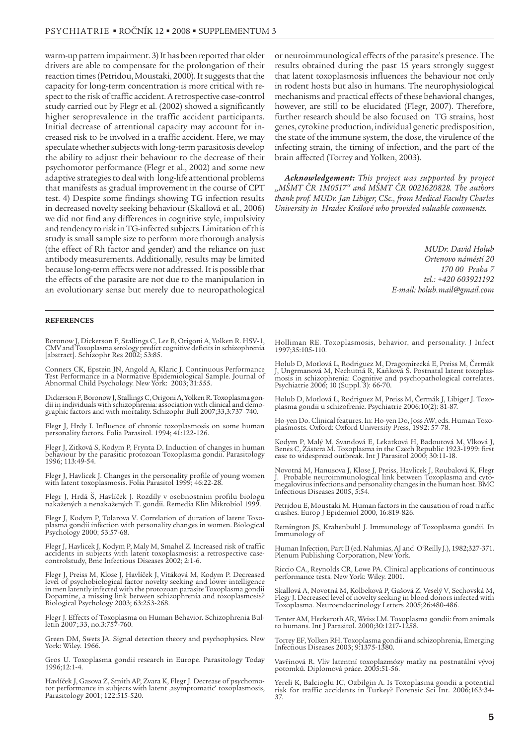warm-up pattern impairment. 3) It has been reported that older drivers are able to compensate for the prolongation of their reaction times (Petridou, Moustaki, 2000). It suggests that the capacity for long-term concentration is more critical with respect to the risk of traffic accident. A retrospective case-control study carried out by Flegr et al. (2002) showed a significantly higher seroprevalence in the traffic accident participants. Initial decrease of attentional capacity may account for increased risk to be involved in a traffic accident. Here, we may speculate whether subjects with long-term parasitosis develop the ability to adjust their behaviour to the decrease of their psychomotor performance (Flegr et al., 2002) and some new adaptive strategies to deal with long-life attentional problems that manifests as gradual improvement in the course of CPT test. 4) Despite some findings showing TG infection results in decreased novelty seeking behaviour (Skallová et al., 2006) we did not find any differences in cognitive style, impulsivity and tendency to risk in TG-infected subjects. Limitation of this study is small sample size to perform more thorough analysis (the effect of Rh factor and gender) and the reliance on just antibody measurements. Additionally, results may be limited because long-term effects were not addressed. It is possible that the effects of the parasite are not due to the manipulation in an evolutionary sense but merely due to neuropathological or neuroimmunological effects of the parasite's presence. The results obtained during the past 15 years strongly suggest that latent toxoplasmosis influences the behaviour not only in rodent hosts but also in humans. The neurophysiological mechanisms and practical effects of these behavioral changes, however, are still to be elucidated (Flegr, 2007). Therefore, further research should be also focused on TG strains, host genes, cytokine production, individual genetic predisposition, the state of the immune system, the dose, the virulence of the infecting strain, the timing of infection, and the part of the brain affected (Torrey and Yolken, 2003).

***Acknowledgement:*** *This project was supported by project „MŠMT ČR 1M0517" and MŠMT ČR 0021620828. The authors thank prof. MUDr. Jan Libiger, CSc., from Medical Faculty Charles University in Hradec Králové who provided valuable comments.*

*MUDr. David Holub*
*Ortenovo náměstí 20*
*170 00 Praha 7*
*tel.: +420 603921192*
*E-mail: holub.mail@gmail.com*

## REFERENCES

Boronow J, Dickerson F, Stallings C, Lee B, Origoni A, Yolken R. HSV-1, CMV and Toxoplasma serology predict cognitive deficits in schizophrenia [abstract]. Schizophr Res 2002; 53:85.

Conners CK, Epstein JN, Angold A, Klaric J. Continuous Performance Test Performance in a Normative Epidemiological Sample. Journal of Abnormal Child Psychology. New York: 2003; 31:555.

Dickerson F, Boronow J, Stallings C, Origoni A, Yolken R. Toxoplasma gondii in individuals with schizophrenia: association with clinical and demographic factors and with mortality. Schizophr Bull 2007;33,3:737–740.

Flegr J, Hrdy I. Influence of chronic toxoplasmosis on some human personality factors. Folia Parasitol. 1994; 41:122-126.

Flegr J, Zitková S, Kodym P, Frynta D. Induction of changes in human behaviour by the parasitic protozoan Toxoplasma gondii. Parasitology 1996; 113:49-54.

Flegr J, Havlicek J. Changes in the personality profile of young women with latent toxoplasmosis. Folia Parasitol 1999; 46:22-28.

Flegr J, Hrdá Š, Havlíček J. Rozdíly v osobnostním profilu biologů nakažených a nenakažených T. gondii. Remedia Klin Mikrobiol 1999.

Flegr J, Kodym P, Tolarova V. Correlation of duration of latent Toxoplasma gondii infection with personality changes in women. Biological Psychology 2000; 53:57-68.

Flegr J, Havlicek J, Kodym P, Maly M, Smahel Z. Increased risk of traffic accidents in subjects with latent toxoplasmosis: a retrospective case-controlstudy, Bmc Infectious Diseases 2002; 2:1-6.

Flegr J, Preiss M, Klose J, Havlíček J, Vitáková M, Kodym P. Decreased level of psychobiological factor novelty seeking and lower intelligence in men latently infected with the protozoan parasite Toxoplasma gondii Dopamine, a missing link between schizophrenia and toxoplasmosis? Biological Psychology 2003; 63:253-268.

Flegr J. Effects of Toxoplasma on Human Behavior. Schizophrenia Bulletin 2007;.33, no.3:757-760.

Green DM, Swets JA. Signal detection theory and psychophysics. New York: Wiley. 1966.

Gros U. Toxoplasma gondii research in Europe. Parasitology Today 1996;12:1-4.

Havlíček J, Gasova Z, Smith AP, Zvara K, Flegr J. Decrease of psychomotor performance in subjects with latent 'asymptomatic' toxoplasmosis, Parasitology 2001; 122:515-520.

Holliman RE. Toxoplasmosis, behavior, and personality. J Infect 1997;35:105-110.

Holub D, Motlová L, Rodriguez M, Dragomirecká E, Preiss M, Čermák J, Ungrmanová M, Nechutná R, Kaňková Š. Postnatal latent toxoplasmosis in schizophrenia: Cognitive and psychopathological correlates. Psychiatrie 2006; 10 (Suppl. 3): 66-70.

Holub D, Motlová L, Rodriguez M, Preiss M, Čermák J, Libiger J. Toxoplasma gondii u schizofrenie. Psychiatrie 2006;10(2): 81-87.

Ho-yen Do. Clinical features. In: Ho-yen Do, Joss AW, eds. Human Toxoplasmosts. Oxford: Oxford University Press, 1992: 57-78.

Kodym P, Malý M, Svandová E, Lekatková H, Badoutová M, Vlková J, Benes C, Zástera M. Toxoplasma in the Czech Republic 1923-1999: first case to widespread outbreak. Int J Parasitol 2000; 30:11-18.

Novotná M, Hanusova J, Klose J, Preiss, Havlicek J, Roubalová K, Flegr J. Probable neuroimmunological link between Toxoplasma and cytomegalovirus infections and personality changes in the human host. BMC Infectious Diseases 2005, 5:54.

Petridou E, Moustaki M. Human factors in the causation of road traffic crashes. Europ J Epidemiol 2000, 16:819-826.

Remington JS, Krahenbuhl J. Immunology of Toxoplasma gondii. In Immunology of

Human Infection, Part II (ed. Nahmias, AJ and O'Reilly J.), 1982;327-371. Plenum Publishing Corporation, New York.

Riccio CA., Reynolds CR, Lowe PA. Clinical applications of continuous performance tests. New York: Wiley. 2001.

Skallová A, Novotná M, Kolbeková P, Gašová Z, Veselý V, Sechovská M, Flegr J. Decreased level of novelty seeking in blood donors infected with Toxoplasma. Neuroendocrinology Letters 2005;26:480-486.

Tenter AM, Heckeroth AR, Weiss LM. Toxoplasma gondii: from animals to humans. Int J Parasitol. 2000;30:1217-1258.

Torrey EF, Yolken RH. Toxoplasma gondii and schizophrenia, Emerging Infectious Diseases 2003; 9:1375-1380.

Vavřinová R. Vliv latentní toxoplazmózy matky na postnatální vývoj potomků. Diplomová práce. 2005:51-56.

Yereli K, Balcioglu IC, Ozbilgin A. Is Toxoplasma gondii a potential risk for traffic accidents in Turkey? Forensic Sci Int. 2006;163:34-37.